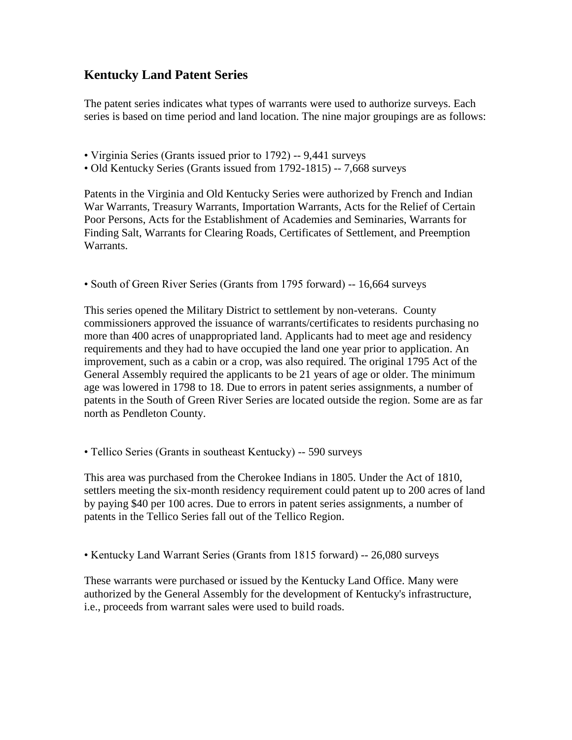## Kentucky Land Patent Series

The patent series indicates what types of warrants were used to authorize surveys. Each series is based on time period and land location. The nine major groupings are as follows:

- Virginia Series (Grants issued prior to 1792) -- 9,441 surveys
- Old Kentucky Series (Grants issued from 1792-1815) -- 7,668 surveys

Patents in the Virginia and Old Kentucky Series were authorized by French and Indian War Warrants, Treasury Warrants, Importation Warrants, Acts for the Relief of Certain Poor Persons, Acts for the Establishment of Academies and Seminaries, Warrants for Finding Salt, Warrants for Clearing Roads, Certificates of Settlement, and Preemption Warrants.

- South of Green River Series (Grants from 1795 forward) -- 16,664 surveys

This series opened the Military District to settlement by non-veterans. County commissioners approved the issuance of warrants/certificates to residents purchasing no more than 400 acres of unappropriated land. Applicants had to meet age and residency requirements and they had to have occupied the land one year prior to application. An improvement, such as a cabin or a crop, was also required. The original 1795 Act of the General Assembly required the applicants to be 21 years of age or older. The minimum age was lowered in 1798 to 18. Due to errors in patent series assignments, a number of patents in the South of Green River Series are located outside the region. Some are as far north as Pendleton County.

- Tellico Series (Grants in southeast Kentucky) -- 590 surveys

This area was purchased from the Cherokee Indians in 1805. Under the Act of 1810, settlers meeting the six-month residency requirement could patent up to 200 acres of land by paying $40 per 100 acres. Due to errors in patent series assignments, a number of patents in the Tellico Series fall out of the Tellico Region.

- Kentucky Land Warrant Series (Grants from 1815 forward) -- 26,080 surveys

These warrants were purchased or issued by the Kentucky Land Office. Many were authorized by the General Assembly for the development of Kentucky's infrastructure, i.e., proceeds from warrant sales were used to build roads.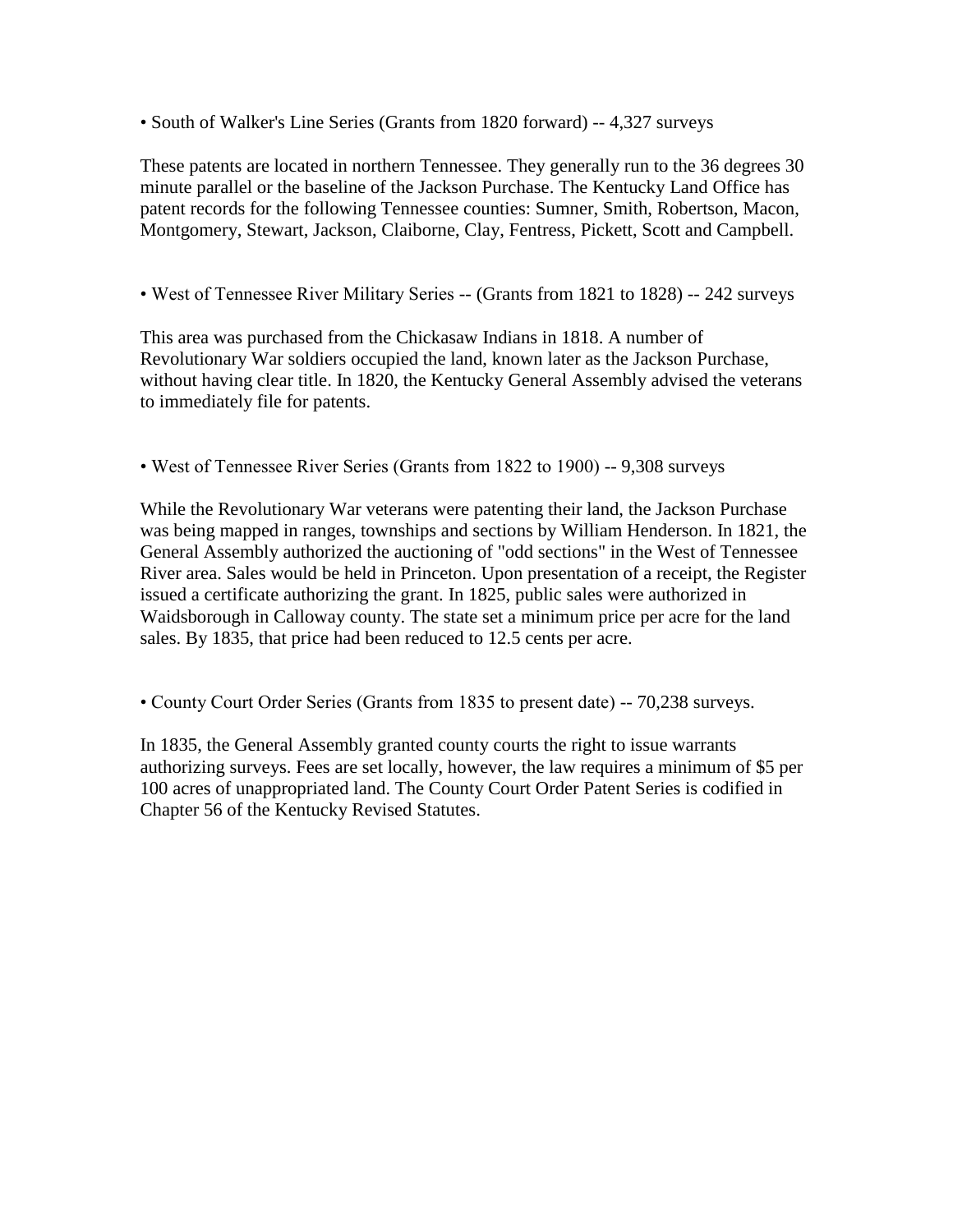- South of Walker's Line Series (Grants from 1820 forward) -- 4,327 surveys

These patents are located in northern Tennessee. They generally run to the 36 degrees 30 minute parallel or the baseline of the Jackson Purchase. The Kentucky Land Office has patent records for the following Tennessee counties: Sumner, Smith, Robertson, Macon, Montgomery, Stewart, Jackson, Claiborne, Clay, Fentress, Pickett, Scott and Campbell.

- West of Tennessee River Military Series -- (Grants from 1821 to 1828) -- 242 surveys

This area was purchased from the Chickasaw Indians in 1818. A number of Revolutionary War soldiers occupied the land, known later as the Jackson Purchase, without having clear title. In 1820, the Kentucky General Assembly advised the veterans to immediately file for patents.

- West of Tennessee River Series (Grants from 1822 to 1900) -- 9,308 surveys

While the Revolutionary War veterans were patenting their land, the Jackson Purchase was being mapped in ranges, townships and sections by William Henderson. In 1821, the General Assembly authorized the auctioning of "odd sections" in the West of Tennessee River area. Sales would be held in Princeton. Upon presentation of a receipt, the Register issued a certificate authorizing the grant. In 1825, public sales were authorized in Waidsborough in Calloway county. The state set a minimum price per acre for the land sales. By 1835, that price had been reduced to 12.5 cents per acre.

- County Court Order Series (Grants from 1835 to present date) -- 70,238 surveys.

In 1835, the General Assembly granted county courts the right to issue warrants authorizing surveys. Fees are set locally, however, the law requires a minimum of $5 per 100 acres of unappropriated land. The County Court Order Patent Series is codified in Chapter 56 of the Kentucky Revised Statutes.